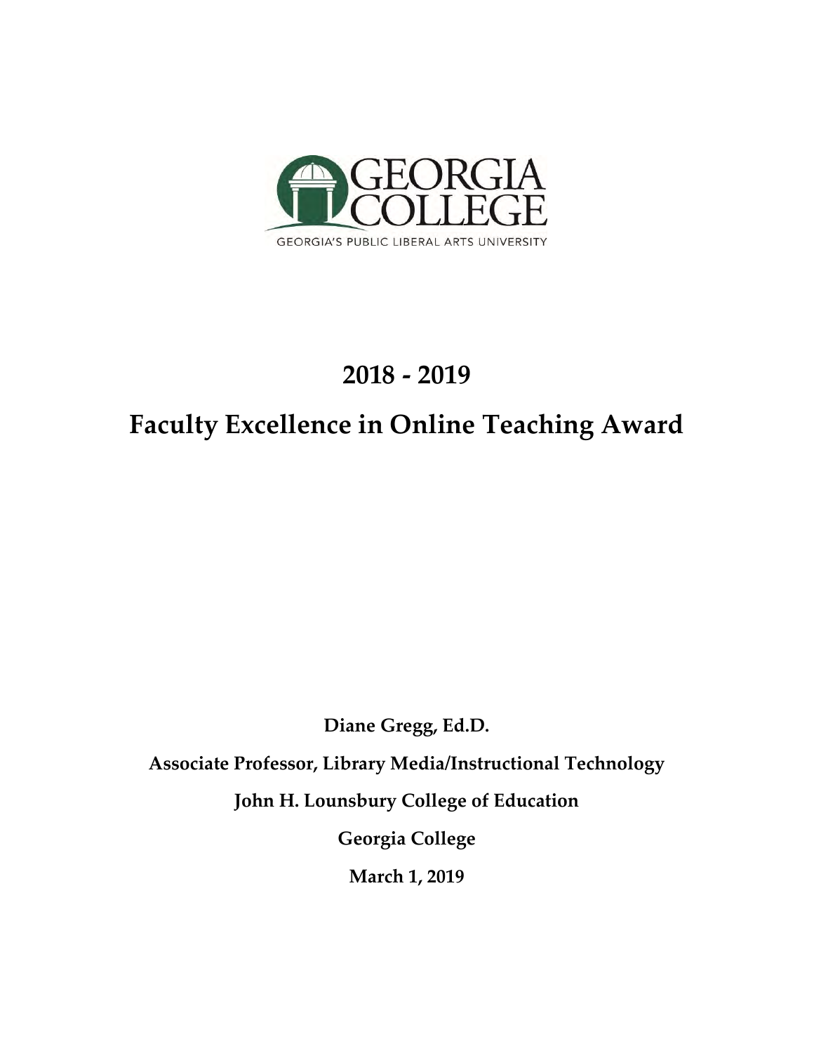GEORGIA COLLEGE

GEORGIA'S PUBLIC LIBERAL ARTS UNIVERSITY

# 2018 - 2019

# Faculty Excellence in Online Teaching Award

**Diane Gregg, Ed.D.**

**Associate Professor, Library Media/Instructional Technology**

**John H. Lounsbury College of Education**

**Georgia College**

**March 1, 2019**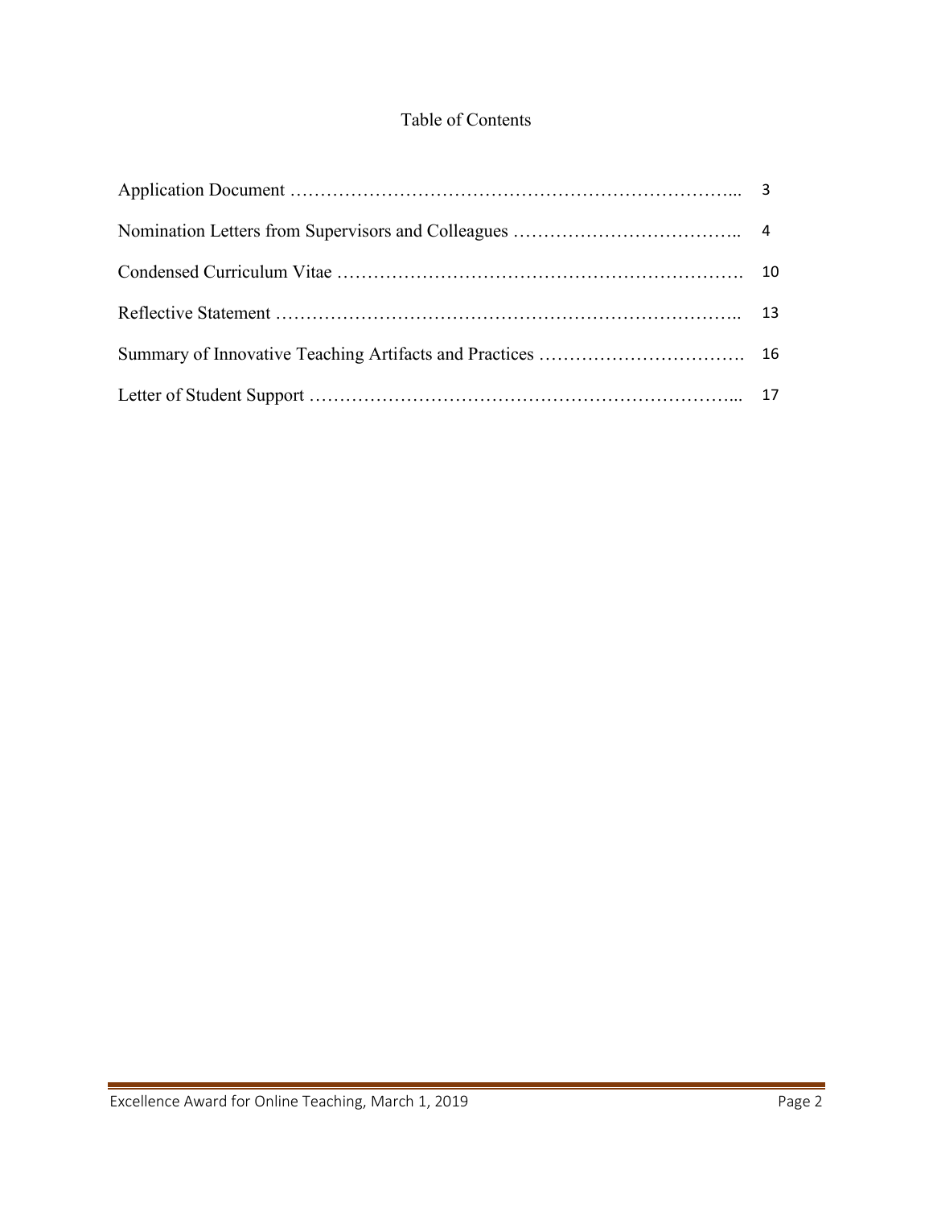# Table of Contents

| | |
|---|---|
| Application Document ………………………………………………………………... | 3 |
| Nomination Letters from Supervisors and Colleagues ……………………………….. | 4 |
| Condensed Curriculum Vitae ………………………………………………………. | 10 |
| Reflective Statement ……………………………………………………………….. | 13 |
| Summary of Innovative Teaching Artifacts and Practices ……………………………. | 16 |
| Letter of Student Support …………………………………………………………... | 17 |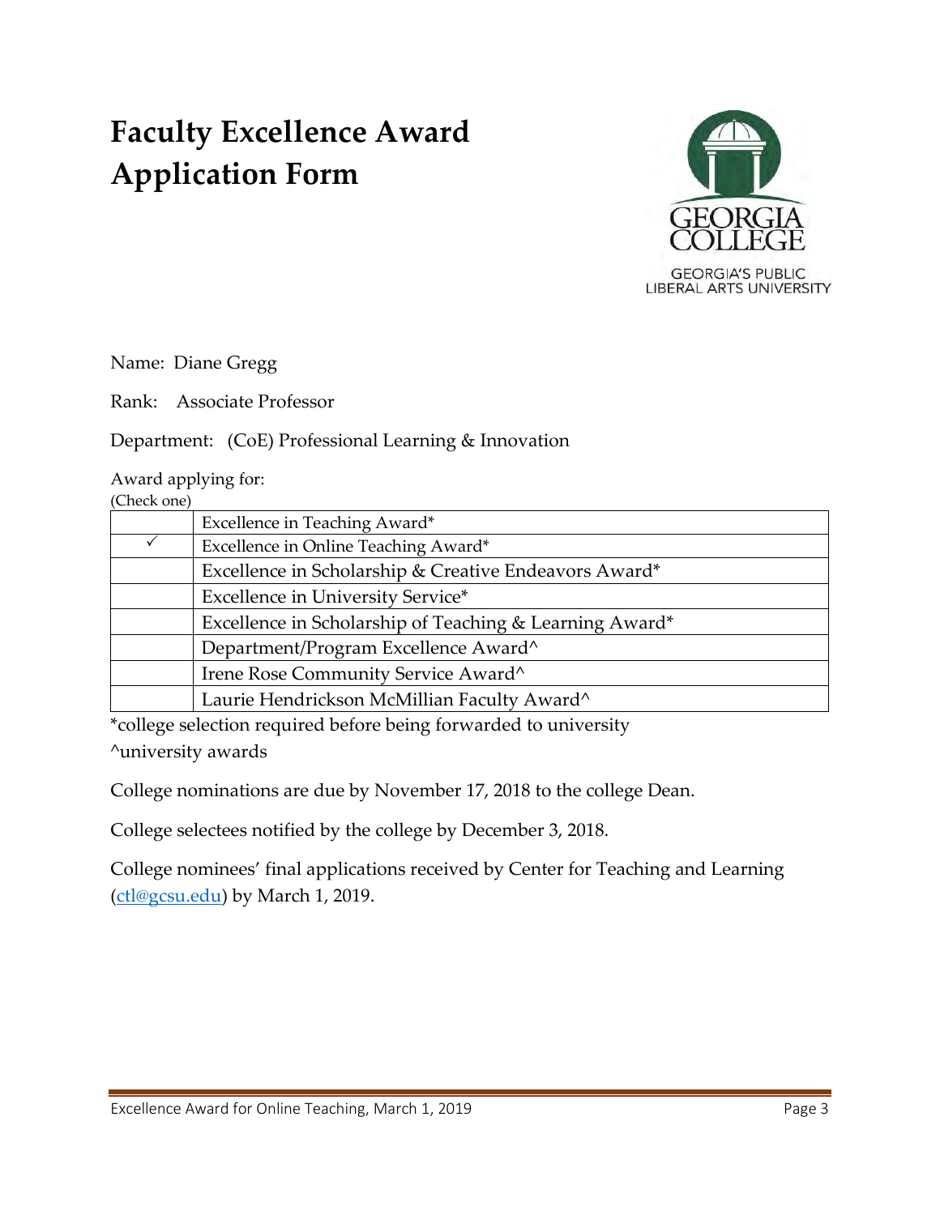# Faculty Excellence Award Application Form

Name: Diane Gregg

Rank: Associate Professor

Department: (CoE) Professional Learning & Innovation

Award applying for:
(Check one)

| | |
|---|---|
| | Excellence in Teaching Award* |
| ✓ | Excellence in Online Teaching Award* |
| | Excellence in Scholarship & Creative Endeavors Award* |
| | Excellence in University Service* |
| | Excellence in Scholarship of Teaching & Learning Award* |
| | Department/Program Excellence Award^ |
| | Irene Rose Community Service Award^ |
| | Laurie Hendrickson McMillian Faculty Award^ |

*college selection required before being forwarded to university

^university awards

College nominations are due by November 17, 2018 to the college Dean.

College selectees notified by the college by December 3, 2018.

College nominees' final applications received by Center for Teaching and Learning (ctl@gcsu.edu) by March 1, 2019.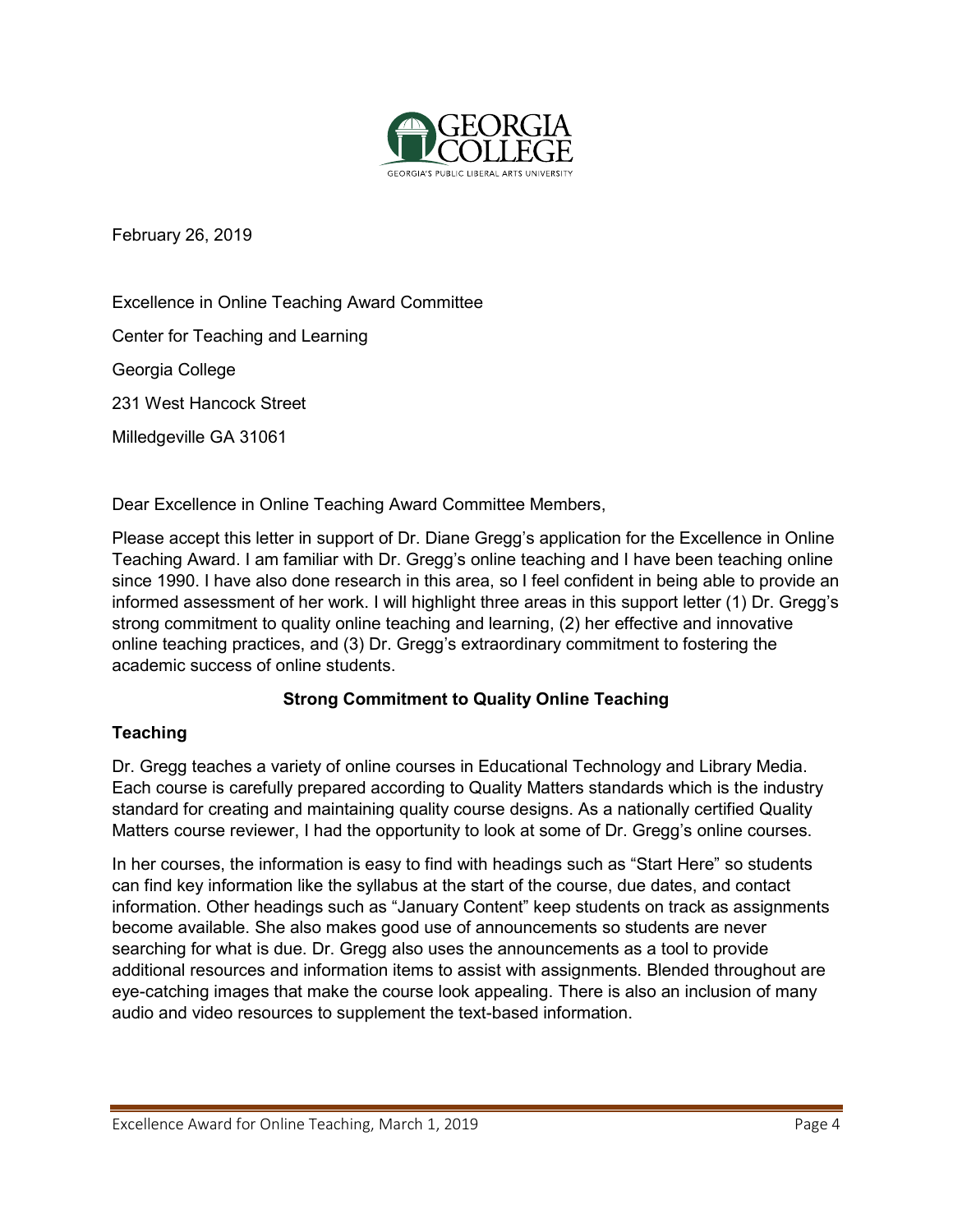February 26, 2019

Excellence in Online Teaching Award Committee

Center for Teaching and Learning

Georgia College

231 West Hancock Street

Milledgeville GA 31061

Dear Excellence in Online Teaching Award Committee Members,

Please accept this letter in support of Dr. Diane Gregg's application for the Excellence in Online Teaching Award. I am familiar with Dr. Gregg's online teaching and I have been teaching online since 1990. I have also done research in this area, so I feel confident in being able to provide an informed assessment of her work. I will highlight three areas in this support letter (1) Dr. Gregg's strong commitment to quality online teaching and learning, (2) her effective and innovative online teaching practices, and (3) Dr. Gregg's extraordinary commitment to fostering the academic success of online students.

## Strong Commitment to Quality Online Teaching

### Teaching

Dr. Gregg teaches a variety of online courses in Educational Technology and Library Media. Each course is carefully prepared according to Quality Matters standards which is the industry standard for creating and maintaining quality course designs. As a nationally certified Quality Matters course reviewer, I had the opportunity to look at some of Dr. Gregg's online courses.

In her courses, the information is easy to find with headings such as "Start Here" so students can find key information like the syllabus at the start of the course, due dates, and contact information. Other headings such as "January Content" keep students on track as assignments become available. She also makes good use of announcements so students are never searching for what is due. Dr. Gregg also uses the announcements as a tool to provide additional resources and information items to assist with assignments. Blended throughout are eye-catching images that make the course look appealing. There is also an inclusion of many audio and video resources to supplement the text-based information.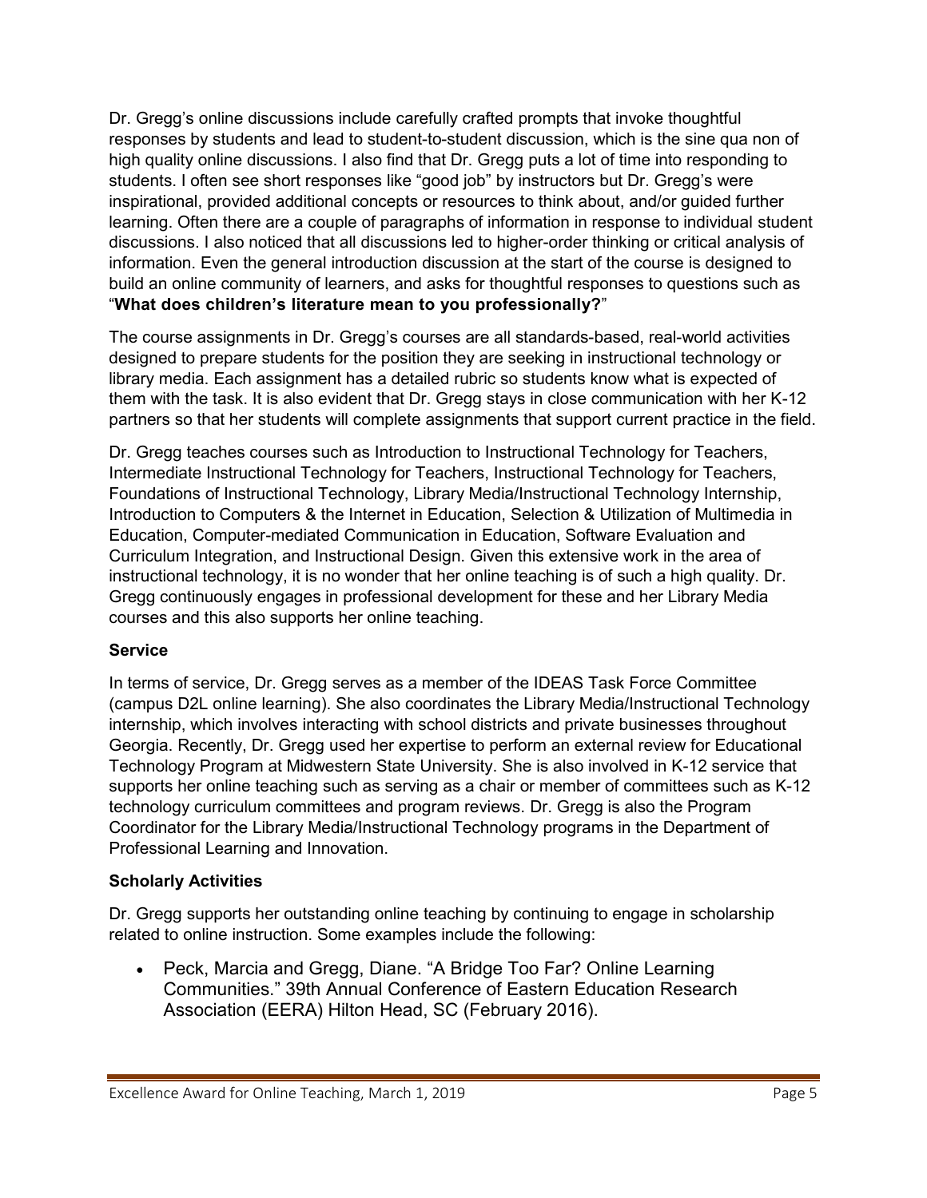Dr. Gregg's online discussions include carefully crafted prompts that invoke thoughtful responses by students and lead to student-to-student discussion, which is the sine qua non of high quality online discussions. I also find that Dr. Gregg puts a lot of time into responding to students. I often see short responses like "good job" by instructors but Dr. Gregg's were inspirational, provided additional concepts or resources to think about, and/or guided further learning. Often there are a couple of paragraphs of information in response to individual student discussions. I also noticed that all discussions led to higher-order thinking or critical analysis of information. Even the general introduction discussion at the start of the course is designed to build an online community of learners, and asks for thoughtful responses to questions such as "**What does children's literature mean to you professionally?**"

The course assignments in Dr. Gregg's courses are all standards-based, real-world activities designed to prepare students for the position they are seeking in instructional technology or library media. Each assignment has a detailed rubric so students know what is expected of them with the task. It is also evident that Dr. Gregg stays in close communication with her K-12 partners so that her students will complete assignments that support current practice in the field.

Dr. Gregg teaches courses such as Introduction to Instructional Technology for Teachers, Intermediate Instructional Technology for Teachers, Instructional Technology for Teachers, Foundations of Instructional Technology, Library Media/Instructional Technology Internship, Introduction to Computers & the Internet in Education, Selection & Utilization of Multimedia in Education, Computer-mediated Communication in Education, Software Evaluation and Curriculum Integration, and Instructional Design. Given this extensive work in the area of instructional technology, it is no wonder that her online teaching is of such a high quality. Dr. Gregg continuously engages in professional development for these and her Library Media courses and this also supports her online teaching.

**Service**

In terms of service, Dr. Gregg serves as a member of the IDEAS Task Force Committee (campus D2L online learning). She also coordinates the Library Media/Instructional Technology internship, which involves interacting with school districts and private businesses throughout Georgia. Recently, Dr. Gregg used her expertise to perform an external review for Educational Technology Program at Midwestern State University. She is also involved in K-12 service that supports her online teaching such as serving as a chair or member of committees such as K-12 technology curriculum committees and program reviews. Dr. Gregg is also the Program Coordinator for the Library Media/Instructional Technology programs in the Department of Professional Learning and Innovation.

**Scholarly Activities**

Dr. Gregg supports her outstanding online teaching by continuing to engage in scholarship related to online instruction. Some examples include the following:

- Peck, Marcia and Gregg, Diane. "A Bridge Too Far? Online Learning Communities." 39th Annual Conference of Eastern Education Research Association (EERA) Hilton Head, SC (February 2016).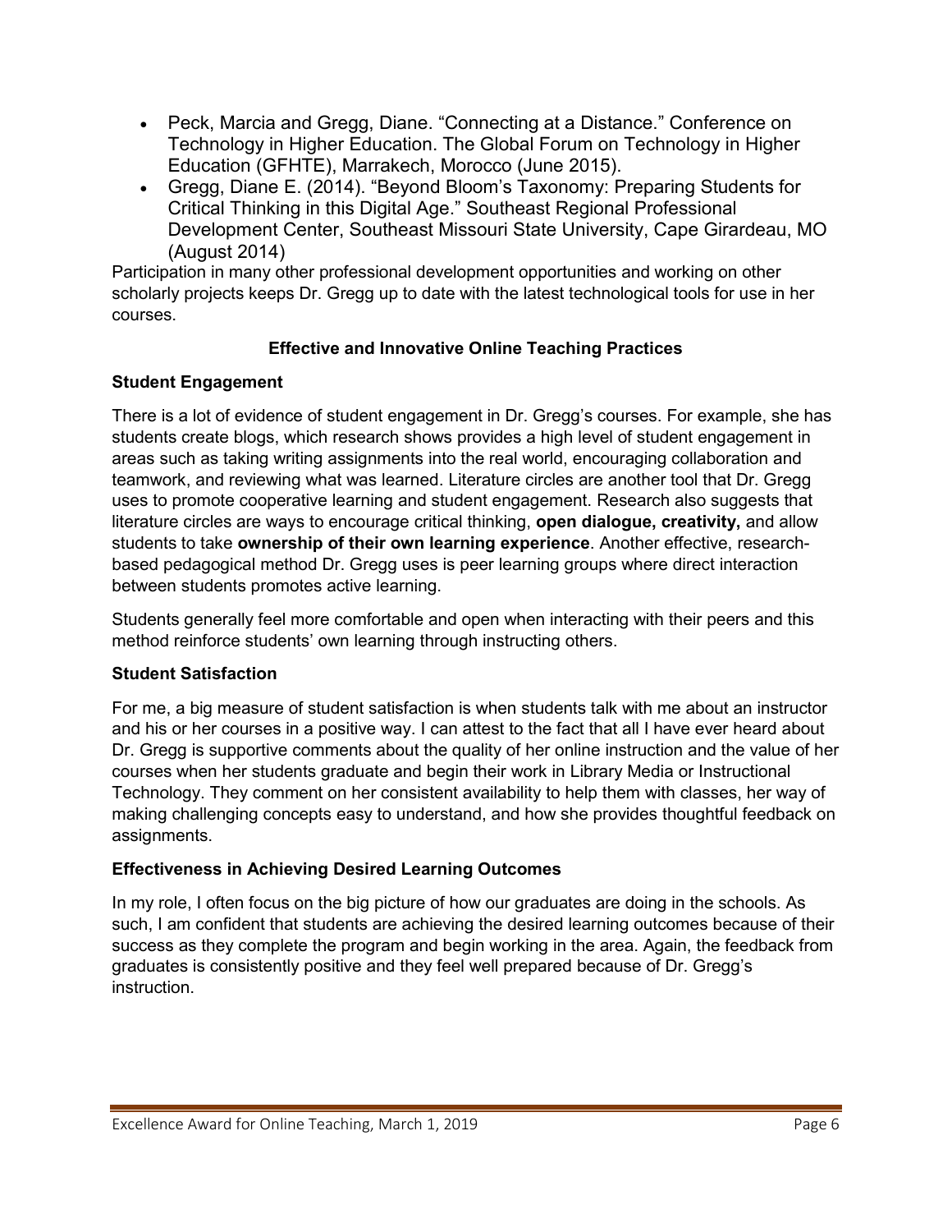- Peck, Marcia and Gregg, Diane. “Connecting at a Distance.” Conference on Technology in Higher Education. The Global Forum on Technology in Higher Education (GFHTE), Marrakech, Morocco (June 2015).
- Gregg, Diane E. (2014). “Beyond Bloom’s Taxonomy: Preparing Students for Critical Thinking in this Digital Age.” Southeast Regional Professional Development Center, Southeast Missouri State University, Cape Girardeau, MO (August 2014)

Participation in many other professional development opportunities and working on other scholarly projects keeps Dr. Gregg up to date with the latest technological tools for use in her courses.

## Effective and Innovative Online Teaching Practices

### Student Engagement

There is a lot of evidence of student engagement in Dr. Gregg’s courses. For example, she has students create blogs, which research shows provides a high level of student engagement in areas such as taking writing assignments into the real world, encouraging collaboration and teamwork, and reviewing what was learned. Literature circles are another tool that Dr. Gregg uses to promote cooperative learning and student engagement. Research also suggests that literature circles are ways to encourage critical thinking, **open dialogue, creativity,** and allow students to take **ownership of their own learning experience**. Another effective, research-based pedagogical method Dr. Gregg uses is peer learning groups where direct interaction between students promotes active learning.

Students generally feel more comfortable and open when interacting with their peers and this method reinforce students’ own learning through instructing others.

### Student Satisfaction

For me, a big measure of student satisfaction is when students talk with me about an instructor and his or her courses in a positive way. I can attest to the fact that all I have ever heard about Dr. Gregg is supportive comments about the quality of her online instruction and the value of her courses when her students graduate and begin their work in Library Media or Instructional Technology. They comment on her consistent availability to help them with classes, her way of making challenging concepts easy to understand, and how she provides thoughtful feedback on assignments.

### Effectiveness in Achieving Desired Learning Outcomes

In my role, I often focus on the big picture of how our graduates are doing in the schools. As such, I am confident that students are achieving the desired learning outcomes because of their success as they complete the program and begin working in the area. Again, the feedback from graduates is consistently positive and they feel well prepared because of Dr. Gregg’s instruction.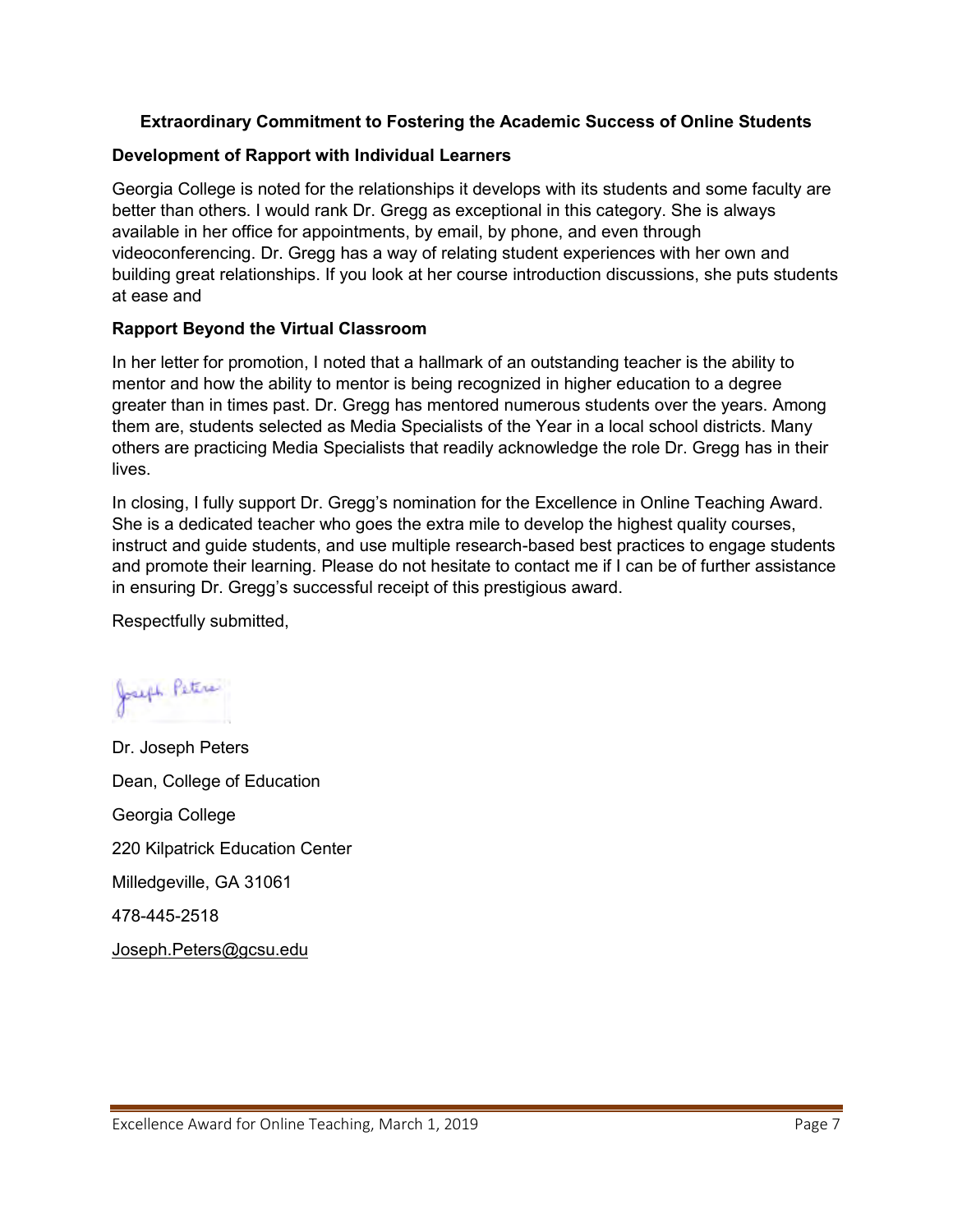**Extraordinary Commitment to Fostering the Academic Success of Online Students**

**Development of Rapport with Individual Learners**

Georgia College is noted for the relationships it develops with its students and some faculty are better than others. I would rank Dr. Gregg as exceptional in this category. She is always available in her office for appointments, by email, by phone, and even through videoconferencing. Dr. Gregg has a way of relating student experiences with her own and building great relationships. If you look at her course introduction discussions, she puts students at ease and

**Rapport Beyond the Virtual Classroom**

In her letter for promotion, I noted that a hallmark of an outstanding teacher is the ability to mentor and how the ability to mentor is being recognized in higher education to a degree greater than in times past. Dr. Gregg has mentored numerous students over the years. Among them are, students selected as Media Specialists of the Year in a local school districts. Many others are practicing Media Specialists that readily acknowledge the role Dr. Gregg has in their lives.

In closing, I fully support Dr. Gregg's nomination for the Excellence in Online Teaching Award. She is a dedicated teacher who goes the extra mile to develop the highest quality courses, instruct and guide students, and use multiple research-based best practices to engage students and promote their learning. Please do not hesitate to contact me if I can be of further assistance in ensuring Dr. Gregg's successful receipt of this prestigious award.

Respectfully submitted,

Joseph Peters

Dr. Joseph Peters

Dean, College of Education

Georgia College

220 Kilpatrick Education Center

Milledgeville, GA 31061

478-445-2518

Joseph.Peters@gcsu.edu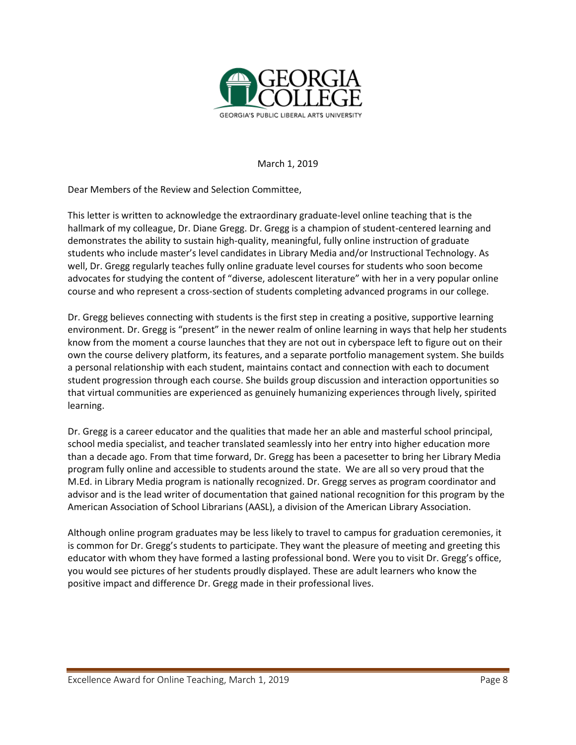March 1, 2019

Dear Members of the Review and Selection Committee,

This letter is written to acknowledge the extraordinary graduate-level online teaching that is the hallmark of my colleague, Dr. Diane Gregg. Dr. Gregg is a champion of student-centered learning and demonstrates the ability to sustain high-quality, meaningful, fully online instruction of graduate students who include master's level candidates in Library Media and/or Instructional Technology. As well, Dr. Gregg regularly teaches fully online graduate level courses for students who soon become advocates for studying the content of "diverse, adolescent literature" with her in a very popular online course and who represent a cross-section of students completing advanced programs in our college.

Dr. Gregg believes connecting with students is the first step in creating a positive, supportive learning environment. Dr. Gregg is "present" in the newer realm of online learning in ways that help her students know from the moment a course launches that they are not out in cyberspace left to figure out on their own the course delivery platform, its features, and a separate portfolio management system. She builds a personal relationship with each student, maintains contact and connection with each to document student progression through each course. She builds group discussion and interaction opportunities so that virtual communities are experienced as genuinely humanizing experiences through lively, spirited learning.

Dr. Gregg is a career educator and the qualities that made her an able and masterful school principal, school media specialist, and teacher translated seamlessly into her entry into higher education more than a decade ago. From that time forward, Dr. Gregg has been a pacesetter to bring her Library Media program fully online and accessible to students around the state. We are all so very proud that the M.Ed. in Library Media program is nationally recognized. Dr. Gregg serves as program coordinator and advisor and is the lead writer of documentation that gained national recognition for this program by the American Association of School Librarians (AASL), a division of the American Library Association.

Although online program graduates may be less likely to travel to campus for graduation ceremonies, it is common for Dr. Gregg's students to participate. They want the pleasure of meeting and greeting this educator with whom they have formed a lasting professional bond. Were you to visit Dr. Gregg's office, you would see pictures of her students proudly displayed. These are adult learners who know the positive impact and difference Dr. Gregg made in their professional lives.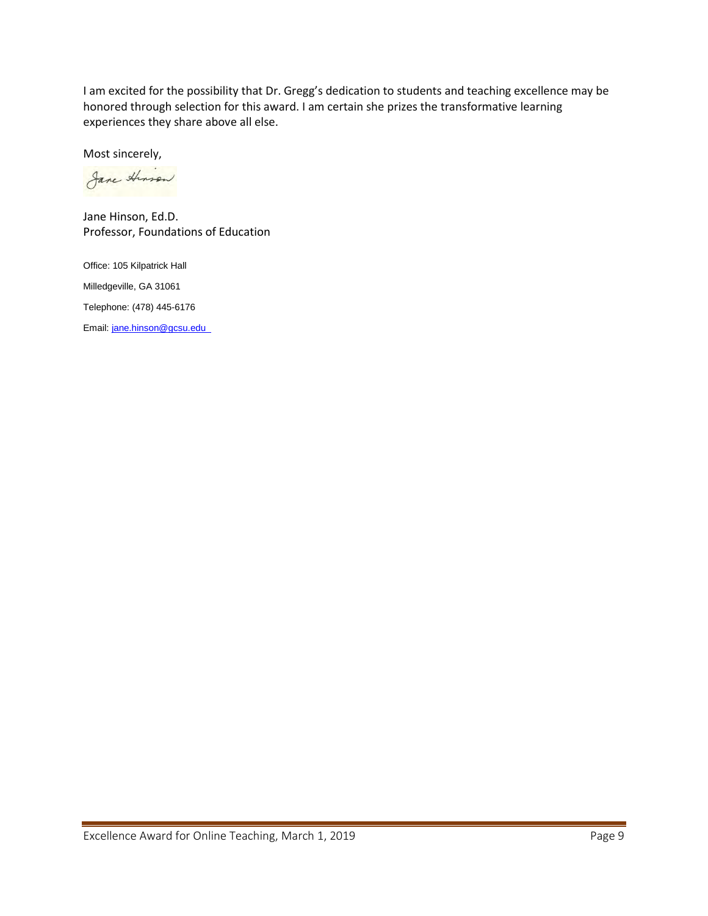I am excited for the possibility that Dr. Gregg's dedication to students and teaching excellence may be honored through selection for this award. I am certain she prizes the transformative learning experiences they share above all else.

Most sincerely,

Jane Hinson

Jane Hinson, Ed.D.
Professor, Foundations of Education

Office: 105 Kilpatrick Hall

Milledgeville, GA 31061

Telephone: (478) 445-6176

Email: jane.hinson@gcsu.edu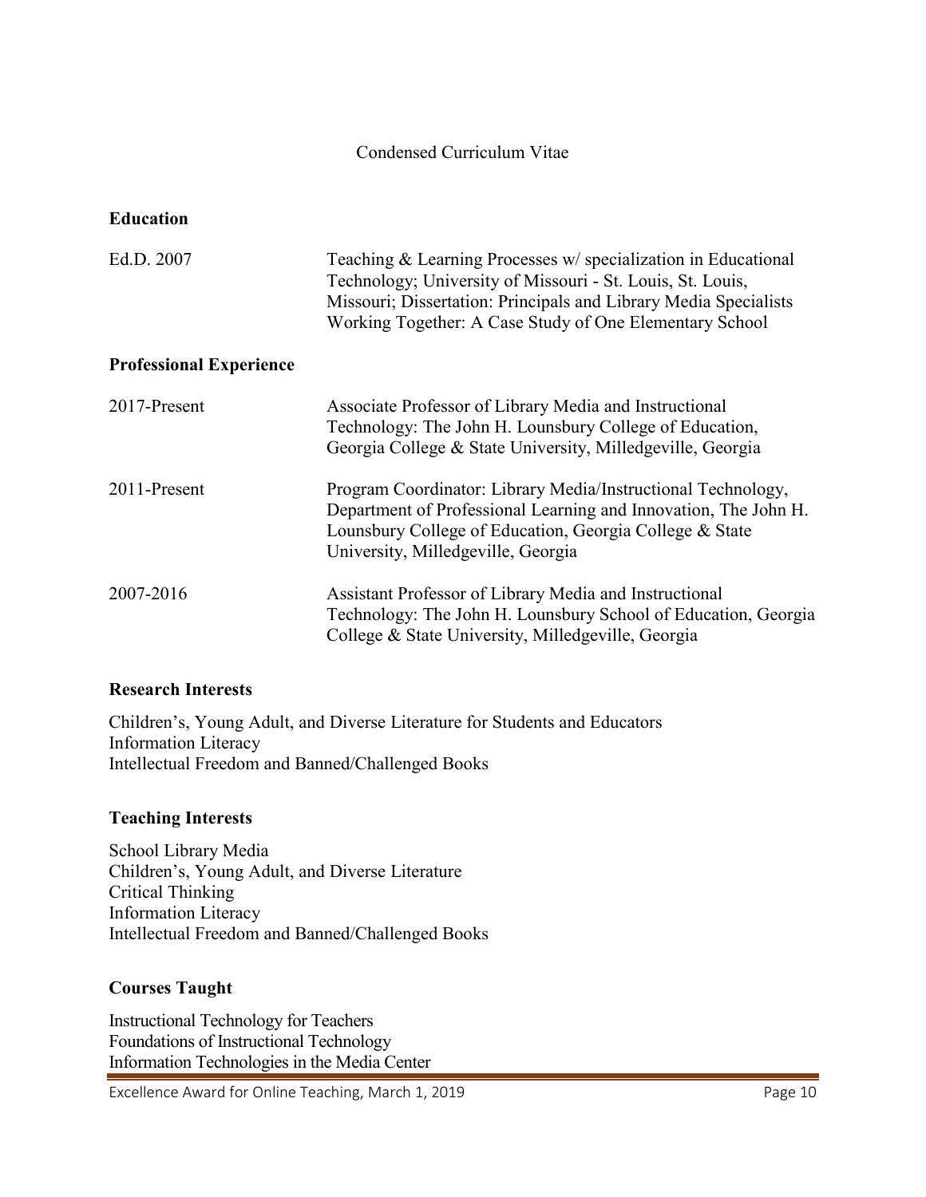Condensed Curriculum Vitae

## Education

| | |
|---|---|
| Ed.D. 2007 | Teaching & Learning Processes w/ specialization in Educational Technology; University of Missouri - St. Louis, St. Louis, Missouri; Dissertation: Principals and Library Media Specialists Working Together: A Case Study of One Elementary School |

## Professional Experience

| | |
|---|---|
| 2017-Present | Associate Professor of Library Media and Instructional Technology: The John H. Lounsbury College of Education, Georgia College & State University, Milledgeville, Georgia |
| 2011-Present | Program Coordinator: Library Media/Instructional Technology, Department of Professional Learning and Innovation, The John H. Lounsbury College of Education, Georgia College & State University, Milledgeville, Georgia |
| 2007-2016 | Assistant Professor of Library Media and Instructional Technology: The John H. Lounsbury School of Education, Georgia College & State University, Milledgeville, Georgia |

## Research Interests

Children's, Young Adult, and Diverse Literature for Students and Educators
Information Literacy
Intellectual Freedom and Banned/Challenged Books

## Teaching Interests

School Library Media
Children's, Young Adult, and Diverse Literature
Critical Thinking
Information Literacy
Intellectual Freedom and Banned/Challenged Books

## Courses Taught

Instructional Technology for Teachers
Foundations of Instructional Technology
Information Technologies in the Media Center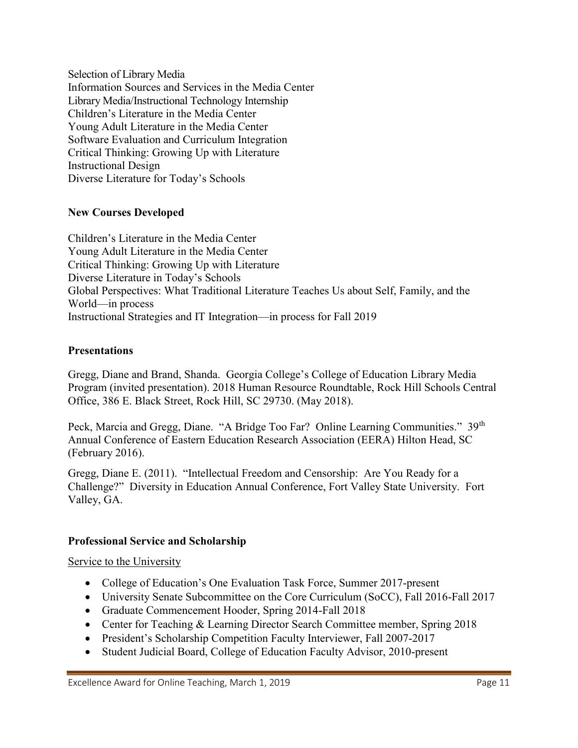Selection of Library Media
Information Sources and Services in the Media Center
Library Media/Instructional Technology Internship
Children's Literature in the Media Center
Young Adult Literature in the Media Center
Software Evaluation and Curriculum Integration
Critical Thinking: Growing Up with Literature
Instructional Design
Diverse Literature for Today's Schools

**New Courses Developed**

Children's Literature in the Media Center
Young Adult Literature in the Media Center
Critical Thinking: Growing Up with Literature
Diverse Literature in Today's Schools
Global Perspectives: What Traditional Literature Teaches Us about Self, Family, and the World—in process
Instructional Strategies and IT Integration—in process for Fall 2019

**Presentations**

Gregg, Diane and Brand, Shanda. Georgia College's College of Education Library Media Program (invited presentation). 2018 Human Resource Roundtable, Rock Hill Schools Central Office, 386 E. Black Street, Rock Hill, SC 29730. (May 2018).

Peck, Marcia and Gregg, Diane. "A Bridge Too Far? Online Learning Communities." 39th Annual Conference of Eastern Education Research Association (EERA) Hilton Head, SC (February 2016).

Gregg, Diane E. (2011). "Intellectual Freedom and Censorship: Are You Ready for a Challenge?" Diversity in Education Annual Conference, Fort Valley State University. Fort Valley, GA.

**Professional Service and Scholarship**

Service to the University

- College of Education's One Evaluation Task Force, Summer 2017-present
- University Senate Subcommittee on the Core Curriculum (SoCC), Fall 2016-Fall 2017
- Graduate Commencement Hooder, Spring 2014-Fall 2018
- Center for Teaching & Learning Director Search Committee member, Spring 2018
- President's Scholarship Competition Faculty Interviewer, Fall 2007-2017
- Student Judicial Board, College of Education Faculty Advisor, 2010-present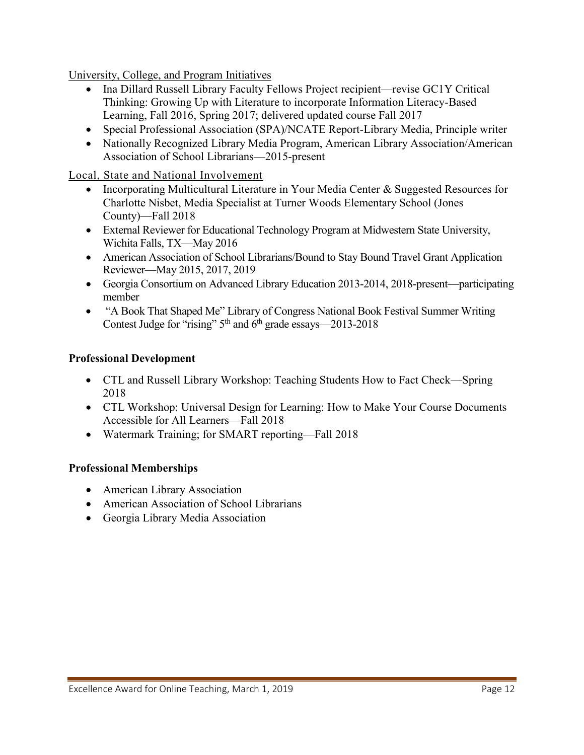University, College, and Program Initiatives

- Ina Dillard Russell Library Faculty Fellows Project recipient—revise GC1Y Critical Thinking: Growing Up with Literature to incorporate Information Literacy-Based Learning, Fall 2016, Spring 2017; delivered updated course Fall 2017
- Special Professional Association (SPA)/NCATE Report-Library Media, Principle writer
- Nationally Recognized Library Media Program, American Library Association/American Association of School Librarians—2015-present

Local, State and National Involvement

- Incorporating Multicultural Literature in Your Media Center & Suggested Resources for Charlotte Nisbet, Media Specialist at Turner Woods Elementary School (Jones County)—Fall 2018
- External Reviewer for Educational Technology Program at Midwestern State University, Wichita Falls, TX—May 2016
- American Association of School Librarians/Bound to Stay Bound Travel Grant Application Reviewer—May 2015, 2017, 2019
- Georgia Consortium on Advanced Library Education 2013-2014, 2018-present—participating member
- "A Book That Shaped Me" Library of Congress National Book Festival Summer Writing Contest Judge for "rising" 5th and 6th grade essays—2013-2018

**Professional Development**

- CTL and Russell Library Workshop: Teaching Students How to Fact Check—Spring 2018
- CTL Workshop: Universal Design for Learning: How to Make Your Course Documents Accessible for All Learners—Fall 2018
- Watermark Training; for SMART reporting—Fall 2018

**Professional Memberships**

- American Library Association
- American Association of School Librarians
- Georgia Library Media Association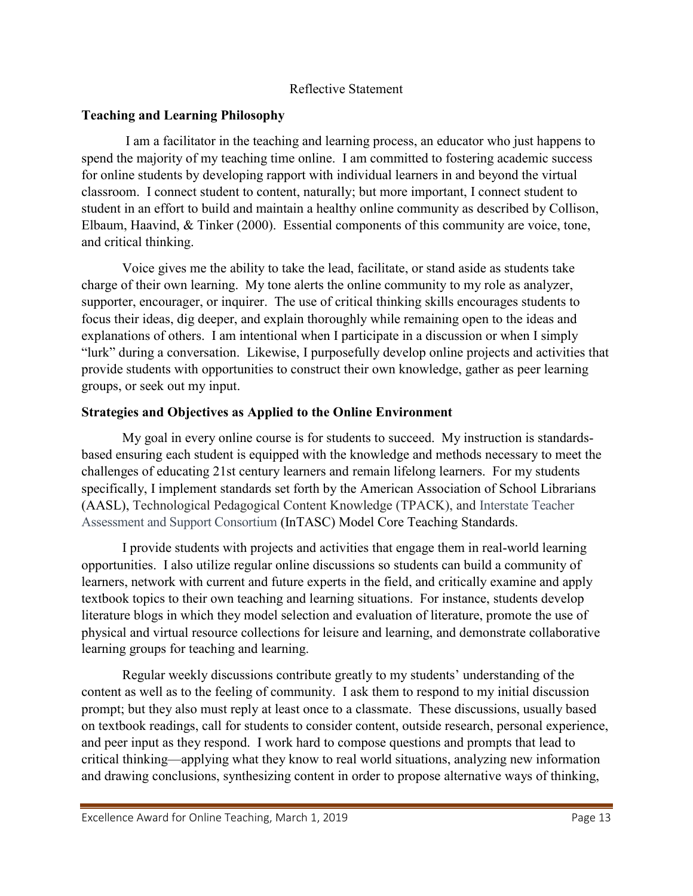Reflective Statement

## Teaching and Learning Philosophy

I am a facilitator in the teaching and learning process, an educator who just happens to spend the majority of my teaching time online. I am committed to fostering academic success for online students by developing rapport with individual learners in and beyond the virtual classroom. I connect student to content, naturally; but more important, I connect student to student in an effort to build and maintain a healthy online community as described by Collison, Elbaum, Haavind, & Tinker (2000). Essential components of this community are voice, tone, and critical thinking.

Voice gives me the ability to take the lead, facilitate, or stand aside as students take charge of their own learning. My tone alerts the online community to my role as analyzer, supporter, encourager, or inquirer. The use of critical thinking skills encourages students to focus their ideas, dig deeper, and explain thoroughly while remaining open to the ideas and explanations of others. I am intentional when I participate in a discussion or when I simply "lurk" during a conversation. Likewise, I purposefully develop online projects and activities that provide students with opportunities to construct their own knowledge, gather as peer learning groups, or seek out my input.

## Strategies and Objectives as Applied to the Online Environment

My goal in every online course is for students to succeed. My instruction is standards-based ensuring each student is equipped with the knowledge and methods necessary to meet the challenges of educating 21st century learners and remain lifelong learners. For my students specifically, I implement standards set forth by the American Association of School Librarians (AASL), Technological Pedagogical Content Knowledge (TPACK), and Interstate Teacher Assessment and Support Consortium (InTASC) Model Core Teaching Standards.

I provide students with projects and activities that engage them in real-world learning opportunities. I also utilize regular online discussions so students can build a community of learners, network with current and future experts in the field, and critically examine and apply textbook topics to their own teaching and learning situations. For instance, students develop literature blogs in which they model selection and evaluation of literature, promote the use of physical and virtual resource collections for leisure and learning, and demonstrate collaborative learning groups for teaching and learning.

Regular weekly discussions contribute greatly to my students' understanding of the content as well as to the feeling of community. I ask them to respond to my initial discussion prompt; but they also must reply at least once to a classmate. These discussions, usually based on textbook readings, call for students to consider content, outside research, personal experience, and peer input as they respond. I work hard to compose questions and prompts that lead to critical thinking—applying what they know to real world situations, analyzing new information and drawing conclusions, synthesizing content in order to propose alternative ways of thinking,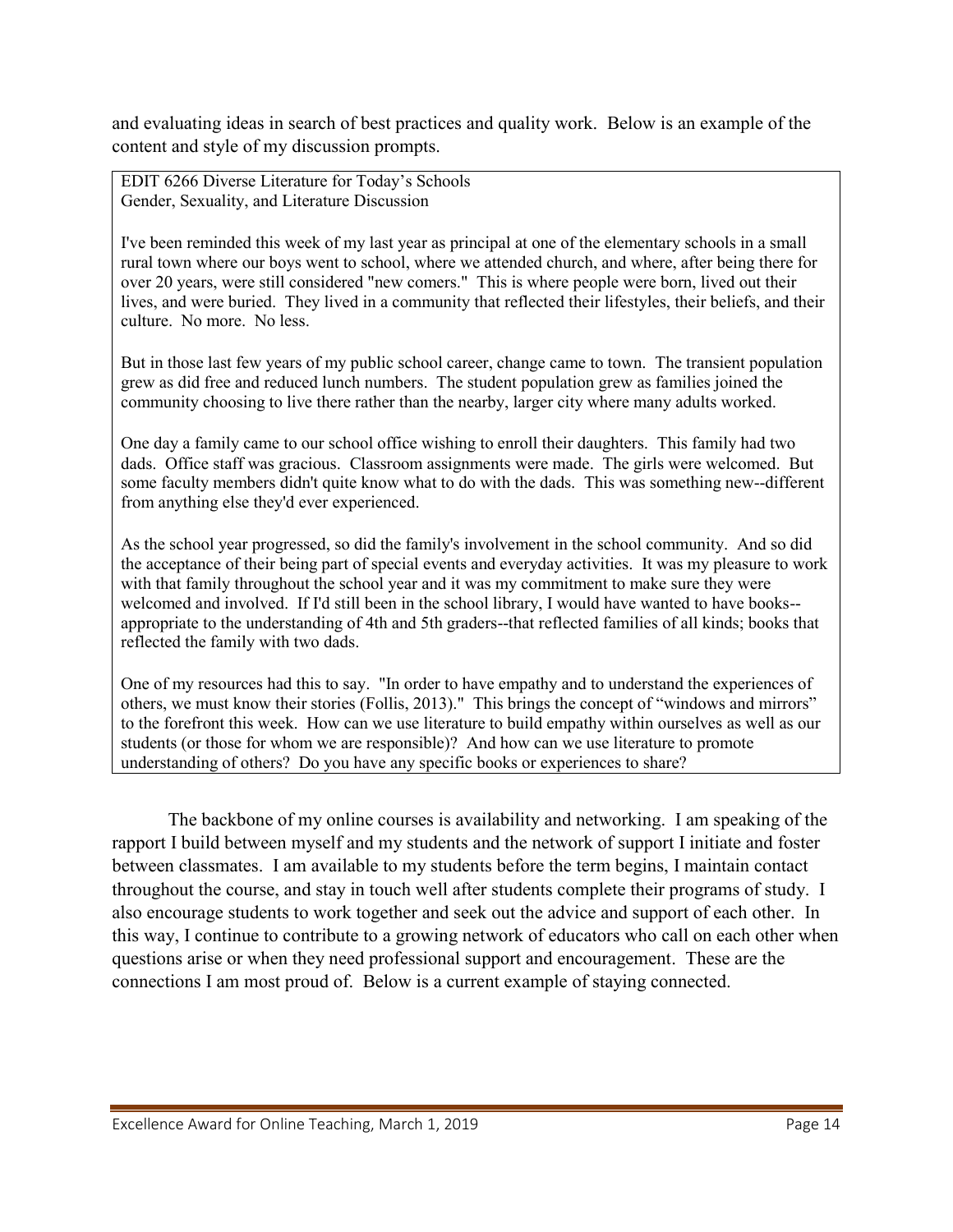and evaluating ideas in search of best practices and quality work. Below is an example of the content and style of my discussion prompts.

> EDIT 6266 Diverse Literature for Today's Schools
> Gender, Sexuality, and Literature Discussion
>
> I've been reminded this week of my last year as principal at one of the elementary schools in a small rural town where our boys went to school, where we attended church, and where, after being there for over 20 years, were still considered "new comers." This is where people were born, lived out their lives, and were buried. They lived in a community that reflected their lifestyles, their beliefs, and their culture. No more. No less.
>
> But in those last few years of my public school career, change came to town. The transient population grew as did free and reduced lunch numbers. The student population grew as families joined the community choosing to live there rather than the nearby, larger city where many adults worked.
>
> One day a family came to our school office wishing to enroll their daughters. This family had two dads. Office staff was gracious. Classroom assignments were made. The girls were welcomed. But some faculty members didn't quite know what to do with the dads. This was something new--different from anything else they'd ever experienced.
>
> As the school year progressed, so did the family's involvement in the school community. And so did the acceptance of their being part of special events and everyday activities. It was my pleasure to work with that family throughout the school year and it was my commitment to make sure they were welcomed and involved. If I'd still been in the school library, I would have wanted to have books--appropriate to the understanding of 4th and 5th graders--that reflected families of all kinds; books that reflected the family with two dads.
>
> One of my resources had this to say. "In order to have empathy and to understand the experiences of others, we must know their stories (Follis, 2013)." This brings the concept of "windows and mirrors" to the forefront this week. How can we use literature to build empathy within ourselves as well as our students (or those for whom we are responsible)? And how can we use literature to promote understanding of others? Do you have any specific books or experiences to share?

The backbone of my online courses is availability and networking. I am speaking of the rapport I build between myself and my students and the network of support I initiate and foster between classmates. I am available to my students before the term begins, I maintain contact throughout the course, and stay in touch well after students complete their programs of study. I also encourage students to work together and seek out the advice and support of each other. In this way, I continue to contribute to a growing network of educators who call on each other when questions arise or when they need professional support and encouragement. These are the connections I am most proud of. Below is a current example of staying connected.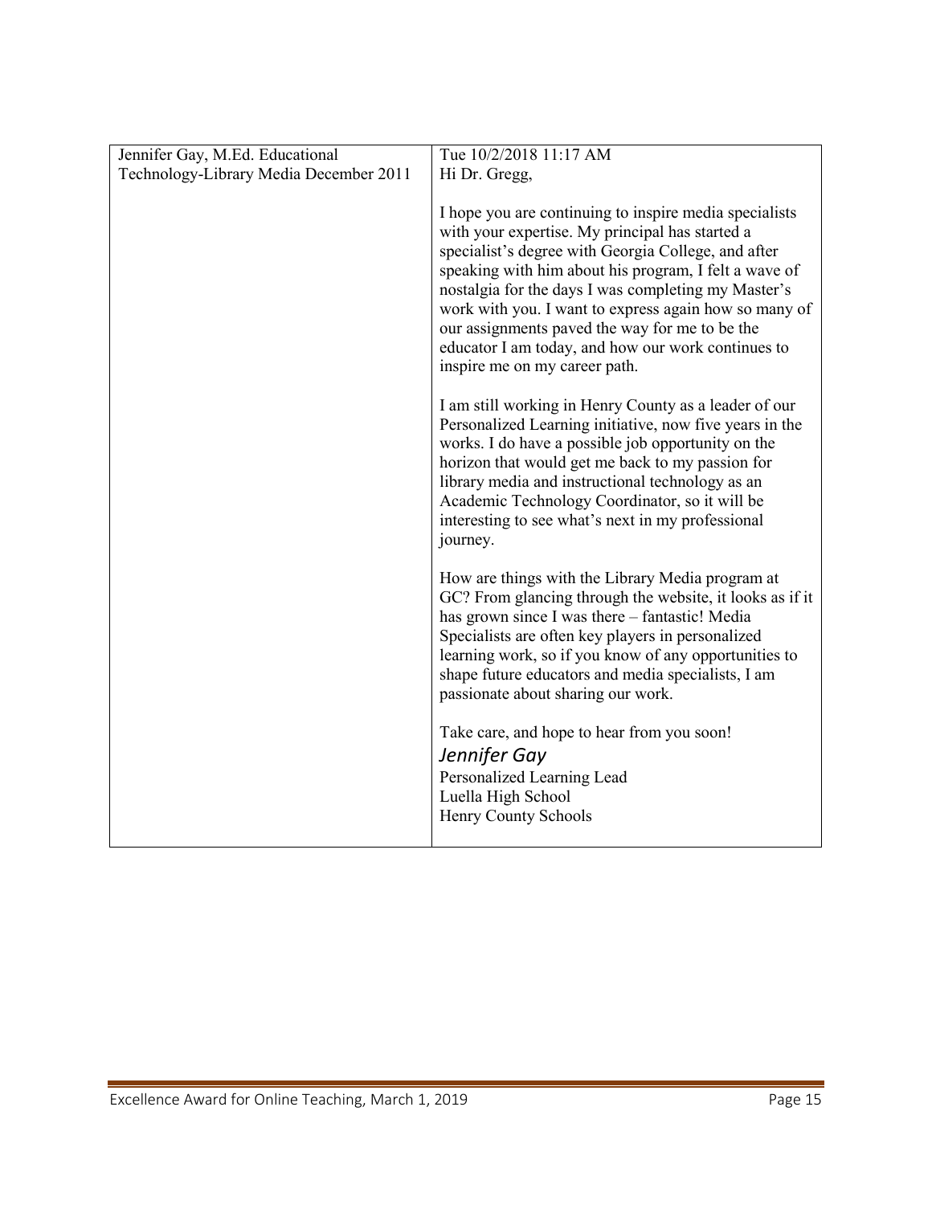| Jennifer Gay, M.Ed. Educational Technology-Library Media December 2011 | Tue 10/2/2018 11:17 AM<br>Hi Dr. Gregg,<br><br>I hope you are continuing to inspire media specialists with your expertise. My principal has started a specialist's degree with Georgia College, and after speaking with him about his program, I felt a wave of nostalgia for the days I was completing my Master's work with you. I want to express again how so many of our assignments paved the way for me to be the educator I am today, and how our work continues to inspire me on my career path.<br><br>I am still working in Henry County as a leader of our Personalized Learning initiative, now five years in the works. I do have a possible job opportunity on the horizon that would get me back to my passion for library media and instructional technology as an Academic Technology Coordinator, so it will be interesting to see what's next in my professional journey.<br><br>How are things with the Library Media program at GC? From glancing through the website, it looks as if it has grown since I was there – fantastic! Media Specialists are often key players in personalized learning work, so if you know of any opportunities to shape future educators and media specialists, I am passionate about sharing our work.<br><br>Take care, and hope to hear from you soon!<br>*Jennifer Gay*<br>Personalized Learning Lead<br>Luella High School<br>Henry County Schools |
|---|---|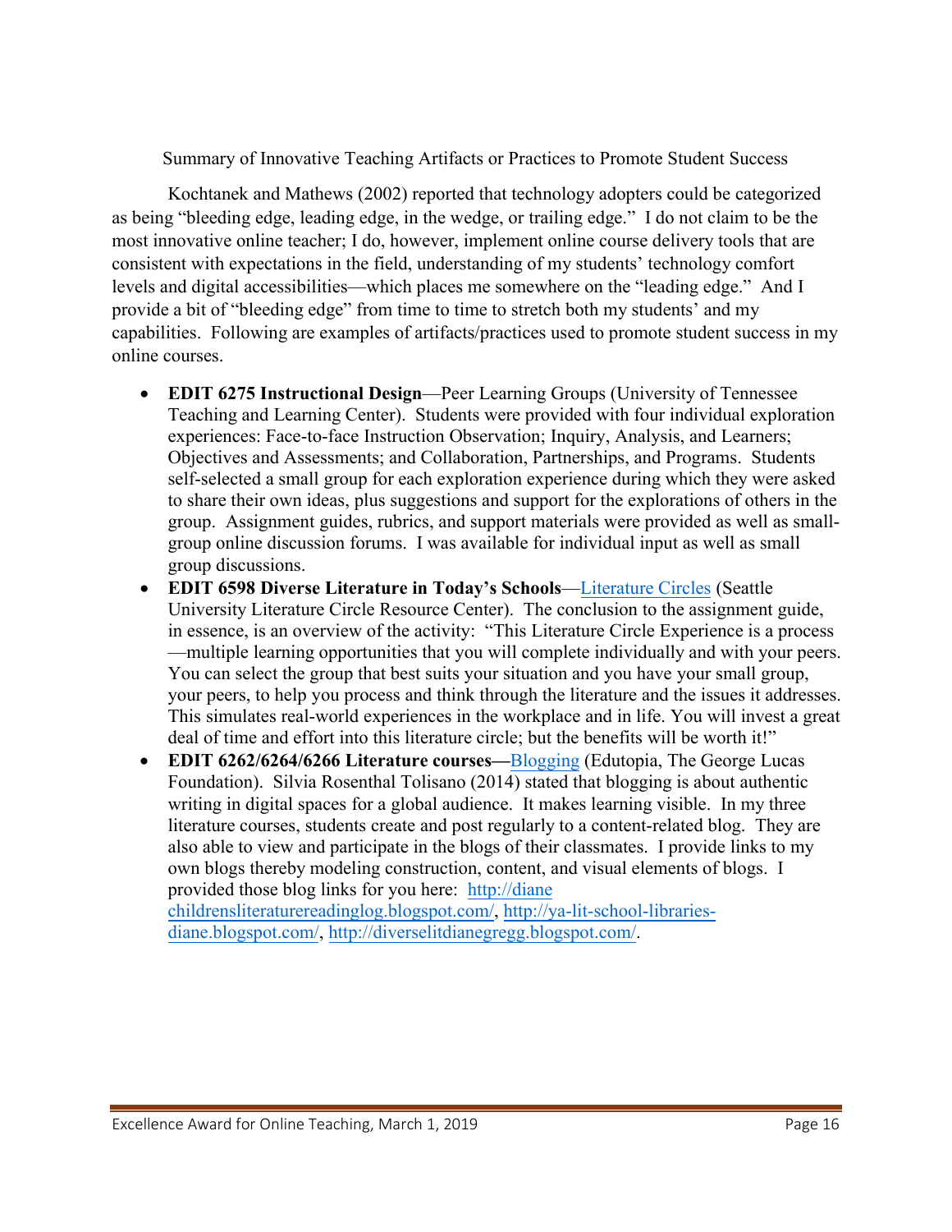Summary of Innovative Teaching Artifacts or Practices to Promote Student Success

Kochtanek and Mathews (2002) reported that technology adopters could be categorized as being "bleeding edge, leading edge, in the wedge, or trailing edge." I do not claim to be the most innovative online teacher; I do, however, implement online course delivery tools that are consistent with expectations in the field, understanding of my students' technology comfort levels and digital accessibilities—which places me somewhere on the "leading edge." And I provide a bit of "bleeding edge" from time to time to stretch both my students' and my capabilities. Following are examples of artifacts/practices used to promote student success in my online courses.

- **EDIT 6275 Instructional Design**—Peer Learning Groups (University of Tennessee Teaching and Learning Center). Students were provided with four individual exploration experiences: Face-to-face Instruction Observation; Inquiry, Analysis, and Learners; Objectives and Assessments; and Collaboration, Partnerships, and Programs. Students self-selected a small group for each exploration experience during which they were asked to share their own ideas, plus suggestions and support for the explorations of others in the group. Assignment guides, rubrics, and support materials were provided as well as small-group online discussion forums. I was available for individual input as well as small group discussions.
- **EDIT 6598 Diverse Literature in Today's Schools**—Literature Circles (Seattle University Literature Circle Resource Center). The conclusion to the assignment guide, in essence, is an overview of the activity: "This Literature Circle Experience is a process—multiple learning opportunities that you will complete individually and with your peers. You can select the group that best suits your situation and you have your small group, your peers, to help you process and think through the literature and the issues it addresses. This simulates real-world experiences in the workplace and in life. You will invest a great deal of time and effort into this literature circle; but the benefits will be worth it!"
- **EDIT 6262/6264/6266 Literature courses—**Blogging (Edutopia, The George Lucas Foundation). Silvia Rosenthal Tolisano (2014) stated that blogging is about authentic writing in digital spaces for a global audience. It makes learning visible. In my three literature courses, students create and post regularly to a content-related blog. They are also able to view and participate in the blogs of their classmates. I provide links to my own blogs thereby modeling construction, content, and visual elements of blogs. I provided those blog links for you here: http://diane childrensliteraturereadinglog.blogspot.com/, http://ya-lit-school-libraries-diane.blogspot.com/, http://diverselitdianegregg.blogspot.com/.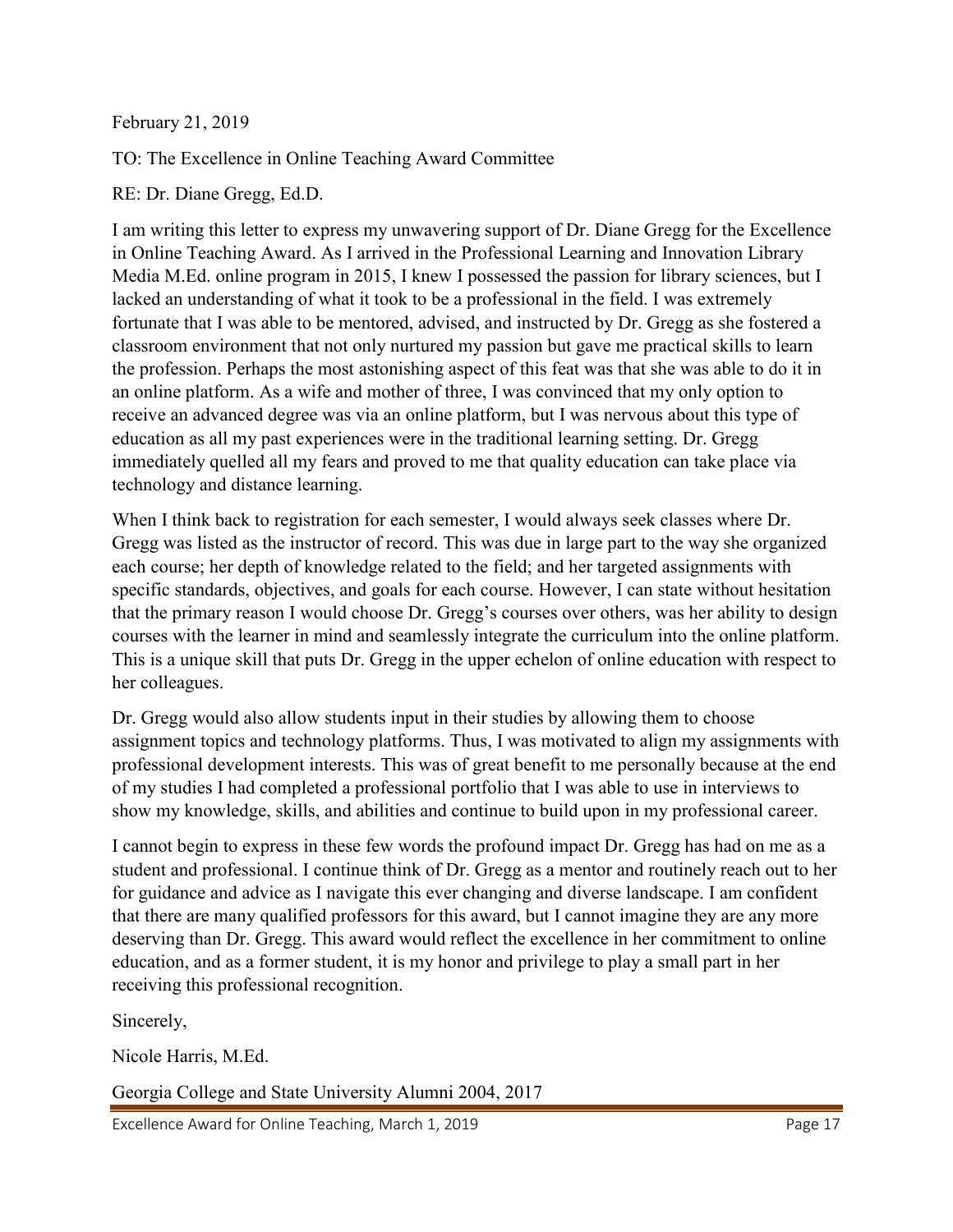February 21, 2019

TO: The Excellence in Online Teaching Award Committee

RE: Dr. Diane Gregg, Ed.D.

I am writing this letter to express my unwavering support of Dr. Diane Gregg for the Excellence in Online Teaching Award. As I arrived in the Professional Learning and Innovation Library Media M.Ed. online program in 2015, I knew I possessed the passion for library sciences, but I lacked an understanding of what it took to be a professional in the field. I was extremely fortunate that I was able to be mentored, advised, and instructed by Dr. Gregg as she fostered a classroom environment that not only nurtured my passion but gave me practical skills to learn the profession. Perhaps the most astonishing aspect of this feat was that she was able to do it in an online platform. As a wife and mother of three, I was convinced that my only option to receive an advanced degree was via an online platform, but I was nervous about this type of education as all my past experiences were in the traditional learning setting. Dr. Gregg immediately quelled all my fears and proved to me that quality education can take place via technology and distance learning.

When I think back to registration for each semester, I would always seek classes where Dr. Gregg was listed as the instructor of record. This was due in large part to the way she organized each course; her depth of knowledge related to the field; and her targeted assignments with specific standards, objectives, and goals for each course. However, I can state without hesitation that the primary reason I would choose Dr. Gregg's courses over others, was her ability to design courses with the learner in mind and seamlessly integrate the curriculum into the online platform. This is a unique skill that puts Dr. Gregg in the upper echelon of online education with respect to her colleagues.

Dr. Gregg would also allow students input in their studies by allowing them to choose assignment topics and technology platforms. Thus, I was motivated to align my assignments with professional development interests. This was of great benefit to me personally because at the end of my studies I had completed a professional portfolio that I was able to use in interviews to show my knowledge, skills, and abilities and continue to build upon in my professional career.

I cannot begin to express in these few words the profound impact Dr. Gregg has had on me as a student and professional. I continue think of Dr. Gregg as a mentor and routinely reach out to her for guidance and advice as I navigate this ever changing and diverse landscape. I am confident that there are many qualified professors for this award, but I cannot imagine they are any more deserving than Dr. Gregg. This award would reflect the excellence in her commitment to online education, and as a former student, it is my honor and privilege to play a small part in her receiving this professional recognition.

Sincerely,

Nicole Harris, M.Ed.

Georgia College and State University Alumni 2004, 2017